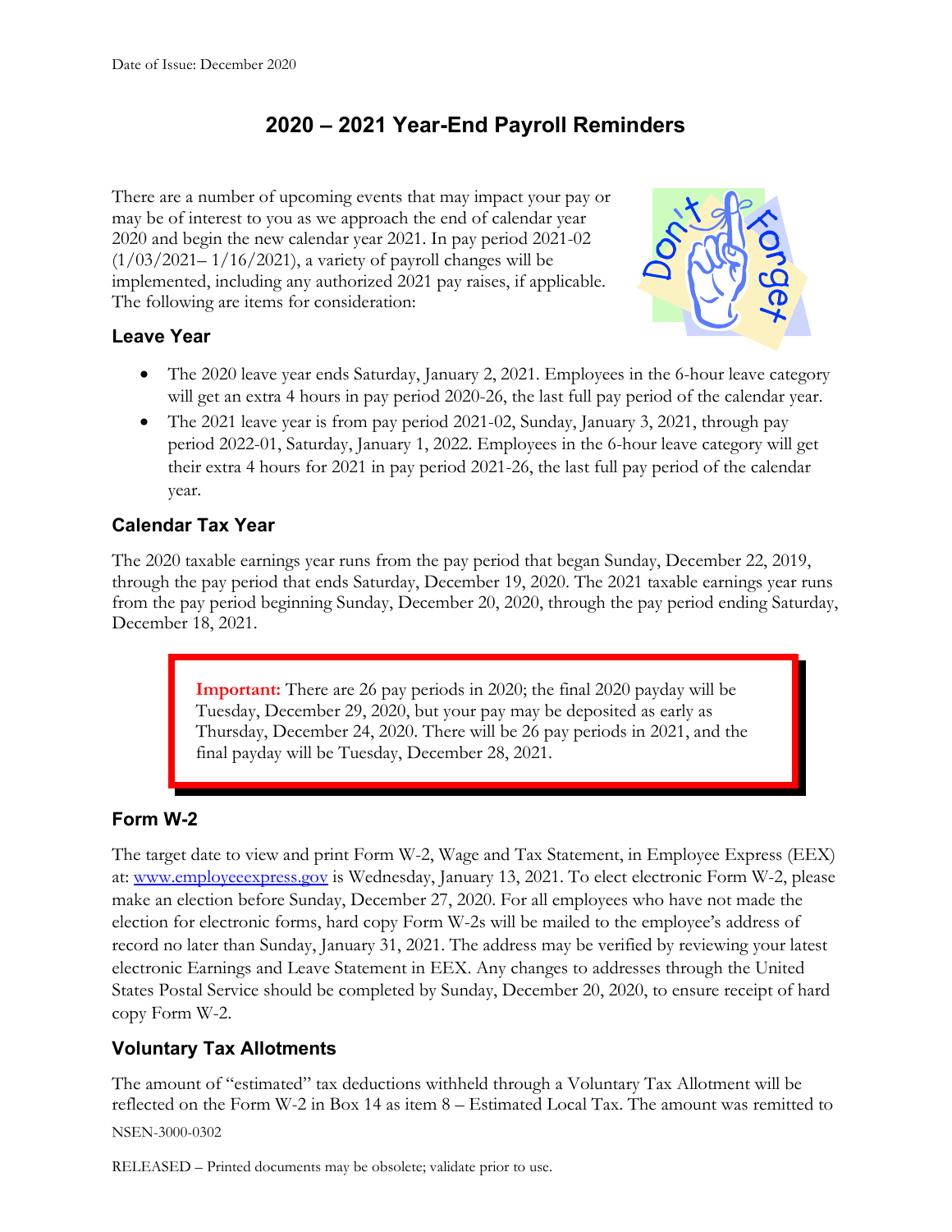Date of Issue: December 2020

# 2020 – 2021 Year-End Payroll Reminders

There are a number of upcoming events that may impact your pay or may be of interest to you as we approach the end of calendar year 2020 and begin the new calendar year 2021. In pay period 2021-02 (1/03/2021– 1/16/2021), a variety of payroll changes will be implemented, including any authorized 2021 pay raises, if applicable. The following are items for consideration:

## Leave Year

- The 2020 leave year ends Saturday, January 2, 2021. Employees in the 6-hour leave category will get an extra 4 hours in pay period 2020-26, the last full pay period of the calendar year.
- The 2021 leave year is from pay period 2021-02, Sunday, January 3, 2021, through pay period 2022-01, Saturday, January 1, 2022. Employees in the 6-hour leave category will get their extra 4 hours for 2021 in pay period 2021-26, the last full pay period of the calendar year.

## Calendar Tax Year

The 2020 taxable earnings year runs from the pay period that began Sunday, December 22, 2019, through the pay period that ends Saturday, December 19, 2020. The 2021 taxable earnings year runs from the pay period beginning Sunday, December 20, 2020, through the pay period ending Saturday, December 18, 2021.

> **Important:** There are 26 pay periods in 2020; the final 2020 payday will be Tuesday, December 29, 2020, but your pay may be deposited as early as Thursday, December 24, 2020. There will be 26 pay periods in 2021, and the final payday will be Tuesday, December 28, 2021.

## Form W-2

The target date to view and print Form W-2, Wage and Tax Statement, in Employee Express (EEX) at: www.employeeexpress.gov is Wednesday, January 13, 2021. To elect electronic Form W-2, please make an election before Sunday, December 27, 2020. For all employees who have not made the election for electronic forms, hard copy Form W-2s will be mailed to the employee's address of record no later than Sunday, January 31, 2021. The address may be verified by reviewing your latest electronic Earnings and Leave Statement in EEX. Any changes to addresses through the United States Postal Service should be completed by Sunday, December 20, 2020, to ensure receipt of hard copy Form W-2.

## Voluntary Tax Allotments

The amount of "estimated" tax deductions withheld through a Voluntary Tax Allotment will be reflected on the Form W-2 in Box 14 as item 8 – Estimated Local Tax. The amount was remitted to

NSEN-3000-0302

RELEASED – Printed documents may be obsolete; validate prior to use.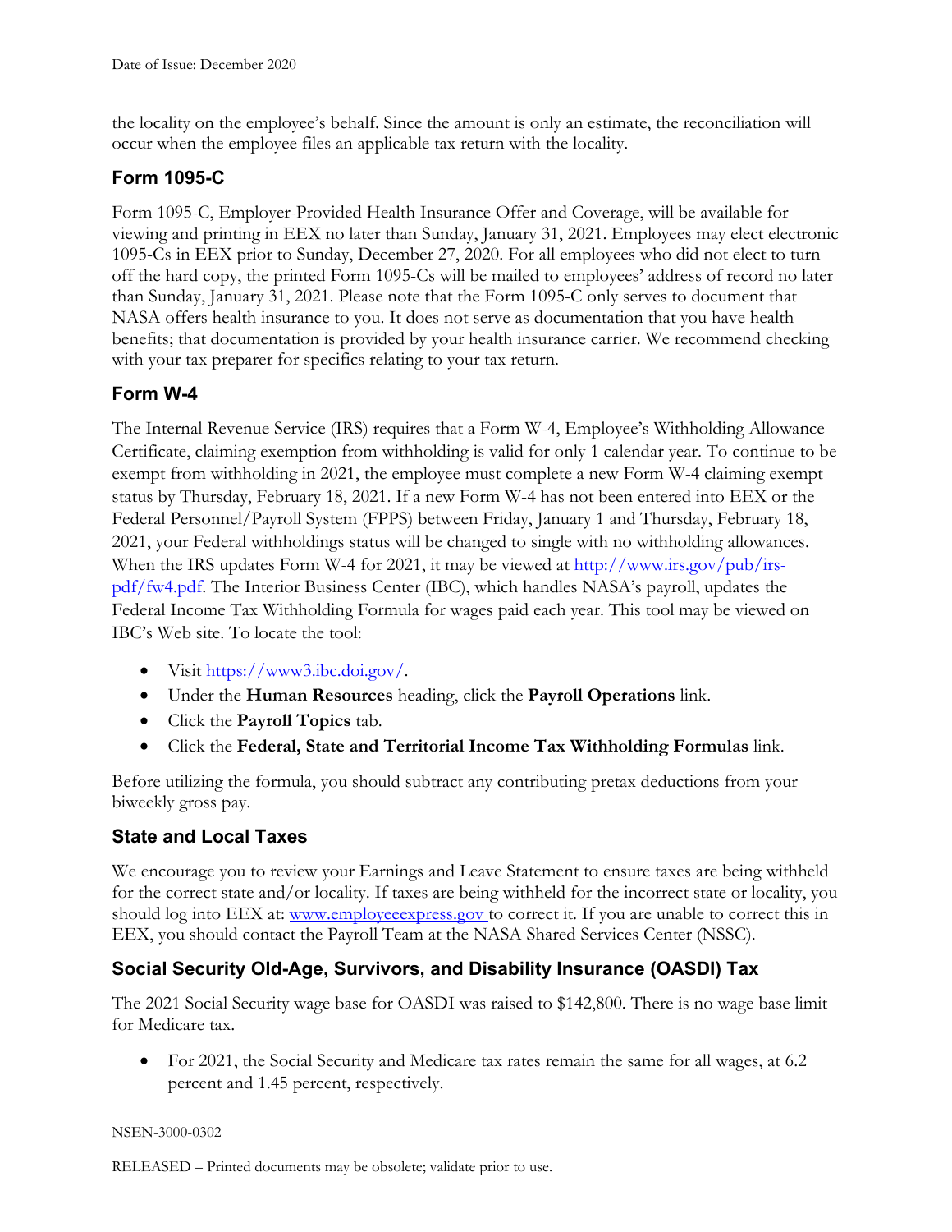the locality on the employee's behalf. Since the amount is only an estimate, the reconciliation will occur when the employee files an applicable tax return with the locality.

## Form 1095-C

Form 1095-C, Employer-Provided Health Insurance Offer and Coverage, will be available for viewing and printing in EEX no later than Sunday, January 31, 2021. Employees may elect electronic 1095-Cs in EEX prior to Sunday, December 27, 2020. For all employees who did not elect to turn off the hard copy, the printed Form 1095-Cs will be mailed to employees' address of record no later than Sunday, January 31, 2021. Please note that the Form 1095-C only serves to document that NASA offers health insurance to you. It does not serve as documentation that you have health benefits; that documentation is provided by your health insurance carrier. We recommend checking with your tax preparer for specifics relating to your tax return.

## Form W-4

The Internal Revenue Service (IRS) requires that a Form W-4, Employee's Withholding Allowance Certificate, claiming exemption from withholding is valid for only 1 calendar year. To continue to be exempt from withholding in 2021, the employee must complete a new Form W-4 claiming exempt status by Thursday, February 18, 2021. If a new Form W-4 has not been entered into EEX or the Federal Personnel/Payroll System (FPPS) between Friday, January 1 and Thursday, February 18, 2021, your Federal withholdings status will be changed to single with no withholding allowances. When the IRS updates Form W-4 for 2021, it may be viewed at http://www.irs.gov/pub/irs-pdf/fw4.pdf. The Interior Business Center (IBC), which handles NASA's payroll, updates the Federal Income Tax Withholding Formula for wages paid each year. This tool may be viewed on IBC's Web site. To locate the tool:

- Visit https://www3.ibc.doi.gov/.
- Under the **Human Resources** heading, click the **Payroll Operations** link.
- Click the **Payroll Topics** tab.
- Click the **Federal, State and Territorial Income Tax Withholding Formulas** link.

Before utilizing the formula, you should subtract any contributing pretax deductions from your biweekly gross pay.

## State and Local Taxes

We encourage you to review your Earnings and Leave Statement to ensure taxes are being withheld for the correct state and/or locality. If taxes are being withheld for the incorrect state or locality, you should log into EEX at: www.employeeexpress.gov to correct it. If you are unable to correct this in EEX, you should contact the Payroll Team at the NASA Shared Services Center (NSSC).

## Social Security Old-Age, Survivors, and Disability Insurance (OASDI) Tax

The 2021 Social Security wage base for OASDI was raised to $142,800. There is no wage base limit for Medicare tax.

- For 2021, the Social Security and Medicare tax rates remain the same for all wages, at 6.2 percent and 1.45 percent, respectively.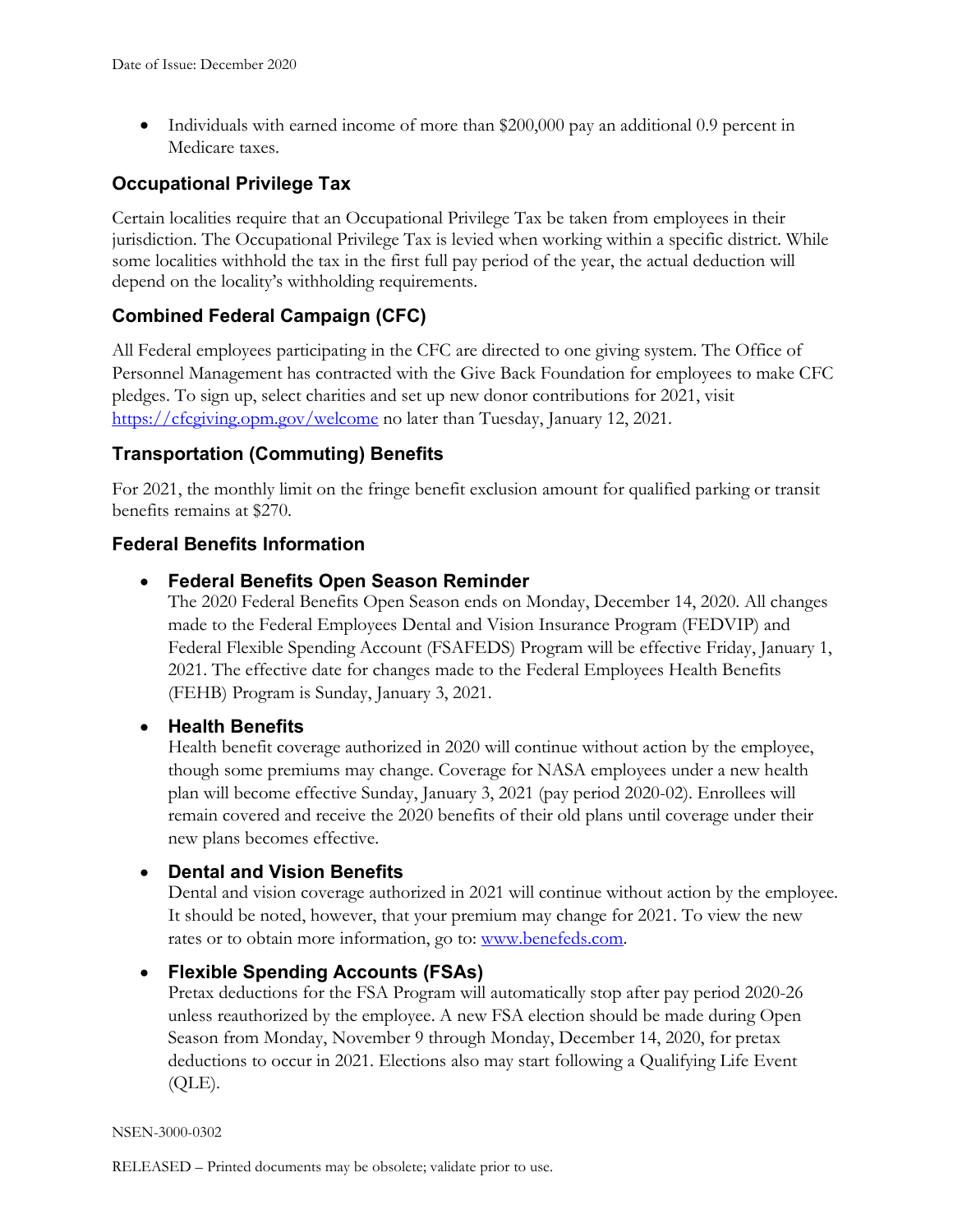- Individuals with earned income of more than $200,000 pay an additional 0.9 percent in Medicare taxes.

## Occupational Privilege Tax

Certain localities require that an Occupational Privilege Tax be taken from employees in their jurisdiction. The Occupational Privilege Tax is levied when working within a specific district. While some localities withhold the tax in the first full pay period of the year, the actual deduction will depend on the locality's withholding requirements.

## Combined Federal Campaign (CFC)

All Federal employees participating in the CFC are directed to one giving system. The Office of Personnel Management has contracted with the Give Back Foundation for employees to make CFC pledges. To sign up, select charities and set up new donor contributions for 2021, visit https://cfcgiving.opm.gov/welcome no later than Tuesday, January 12, 2021.

## Transportation (Commuting) Benefits

For 2021, the monthly limit on the fringe benefit exclusion amount for qualified parking or transit benefits remains at $270.

## Federal Benefits Information

- **Federal Benefits Open Season Reminder**
  The 2020 Federal Benefits Open Season ends on Monday, December 14, 2020. All changes made to the Federal Employees Dental and Vision Insurance Program (FEDVIP) and Federal Flexible Spending Account (FSAFEDS) Program will be effective Friday, January 1, 2021. The effective date for changes made to the Federal Employees Health Benefits (FEHB) Program is Sunday, January 3, 2021.

- **Health Benefits**
  Health benefit coverage authorized in 2020 will continue without action by the employee, though some premiums may change. Coverage for NASA employees under a new health plan will become effective Sunday, January 3, 2021 (pay period 2020-02). Enrollees will remain covered and receive the 2020 benefits of their old plans until coverage under their new plans becomes effective.

- **Dental and Vision Benefits**
  Dental and vision coverage authorized in 2021 will continue without action by the employee. It should be noted, however, that your premium may change for 2021. To view the new rates or to obtain more information, go to: www.benefeds.com.

- **Flexible Spending Accounts (FSAs)**
  Pretax deductions for the FSA Program will automatically stop after pay period 2020-26 unless reauthorized by the employee. A new FSA election should be made during Open Season from Monday, November 9 through Monday, December 14, 2020, for pretax deductions to occur in 2021. Elections also may start following a Qualifying Life Event (QLE).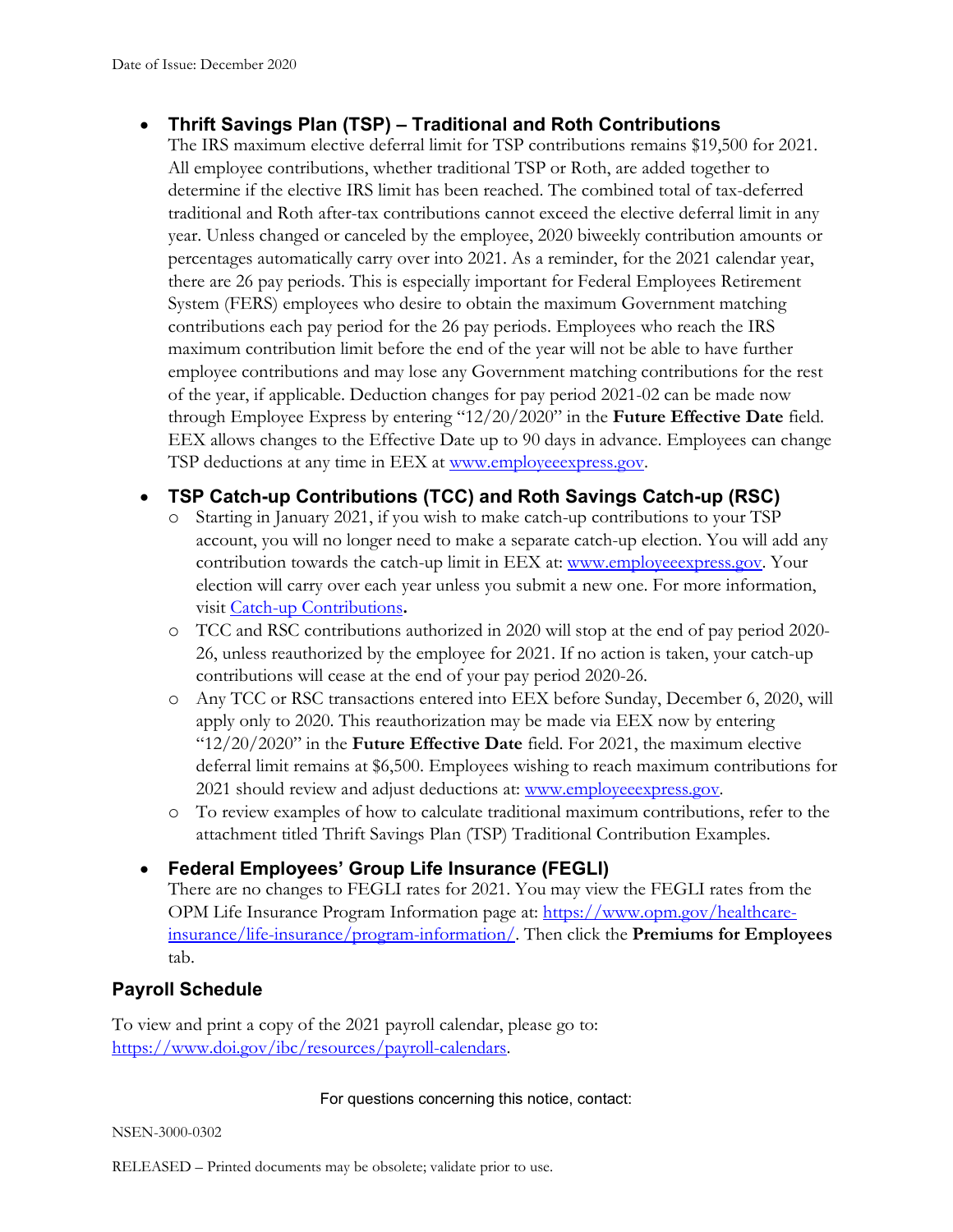- **Thrift Savings Plan (TSP) – Traditional and Roth Contributions**
  The IRS maximum elective deferral limit for TSP contributions remains $19,500 for 2021. All employee contributions, whether traditional TSP or Roth, are added together to determine if the elective IRS limit has been reached. The combined total of tax-deferred traditional and Roth after-tax contributions cannot exceed the elective deferral limit in any year. Unless changed or canceled by the employee, 2020 biweekly contribution amounts or percentages automatically carry over into 2021. As a reminder, for the 2021 calendar year, there are 26 pay periods. This is especially important for Federal Employees Retirement System (FERS) employees who desire to obtain the maximum Government matching contributions each pay period for the 26 pay periods. Employees who reach the IRS maximum contribution limit before the end of the year will not be able to have further employee contributions and may lose any Government matching contributions for the rest of the year, if applicable. Deduction changes for pay period 2021-02 can be made now through Employee Express by entering "12/20/2020" in the **Future Effective Date** field. EEX allows changes to the Effective Date up to 90 days in advance. Employees can change TSP deductions at any time in EEX at www.employeeexpress.gov.

- **TSP Catch-up Contributions (TCC) and Roth Savings Catch-up (RSC)**
  - Starting in January 2021, if you wish to make catch-up contributions to your TSP account, you will no longer need to make a separate catch-up election. You will add any contribution towards the catch-up limit in EEX at: www.employeeexpress.gov. Your election will carry over each year unless you submit a new one. For more information, visit Catch-up Contributions**.**
  - TCC and RSC contributions authorized in 2020 will stop at the end of pay period 2020-26, unless reauthorized by the employee for 2021. If no action is taken, your catch-up contributions will cease at the end of your pay period 2020-26.
  - Any TCC or RSC transactions entered into EEX before Sunday, December 6, 2020, will apply only to 2020. This reauthorization may be made via EEX now by entering "12/20/2020" in the **Future Effective Date** field. For 2021, the maximum elective deferral limit remains at $6,500. Employees wishing to reach maximum contributions for 2021 should review and adjust deductions at: www.employeeexpress.gov.
  - To review examples of how to calculate traditional maximum contributions, refer to the attachment titled Thrift Savings Plan (TSP) Traditional Contribution Examples.

- **Federal Employees' Group Life Insurance (FEGLI)**
  There are no changes to FEGLI rates for 2021. You may view the FEGLI rates from the OPM Life Insurance Program Information page at: https://www.opm.gov/healthcare-insurance/life-insurance/program-information/. Then click the **Premiums for Employees** tab.

## Payroll Schedule

To view and print a copy of the 2021 payroll calendar, please go to: https://www.doi.gov/ibc/resources/payroll-calendars.

For questions concerning this notice, contact: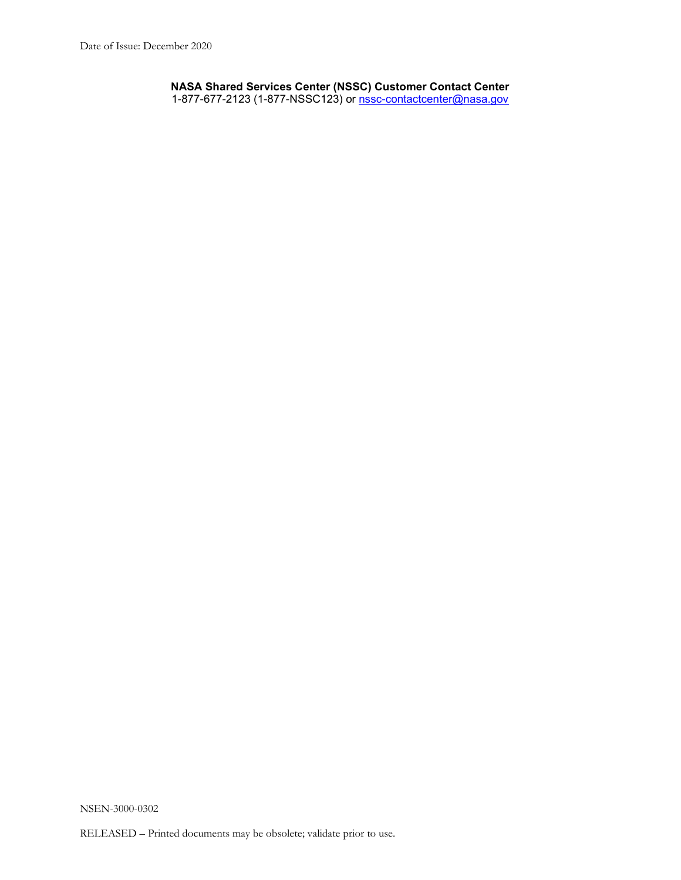**NASA Shared Services Center (NSSC) Customer Contact Center**
1-877-677-2123 (1-877-NSSC123) or [nssc-contactcenter@nasa.gov](mailto:nssc-contactcenter@nasa.gov)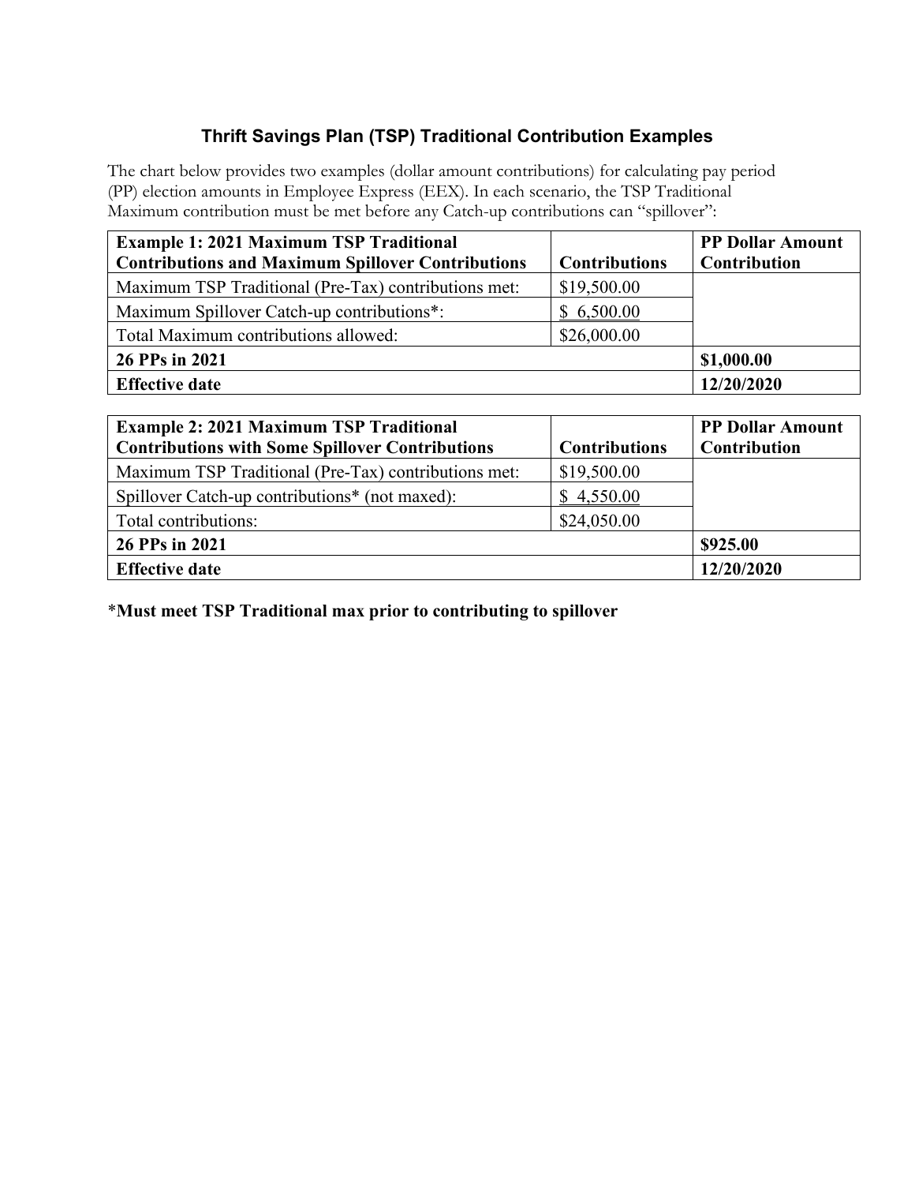### Thrift Savings Plan (TSP) Traditional Contribution Examples

The chart below provides two examples (dollar amount contributions) for calculating pay period (PP) election amounts in Employee Express (EEX). In each scenario, the TSP Traditional Maximum contribution must be met before any Catch-up contributions can "spillover":

| Example 1: 2021 Maximum TSP Traditional Contributions and Maximum Spillover Contributions | Contributions | PP Dollar Amount Contribution |
|---|---|---|
| Maximum TSP Traditional (Pre-Tax) contributions met: | $19,500.00 | |
| Maximum Spillover Catch-up contributions*: | $ 6,500.00 | |
| Total Maximum contributions allowed: | $26,000.00 | |
| **26 PPs in 2021** | | **$1,000.00** |
| **Effective date** | | **12/20/2020** |

| Example 2: 2021 Maximum TSP Traditional Contributions with Some Spillover Contributions | Contributions | PP Dollar Amount Contribution |
|---|---|---|
| Maximum TSP Traditional (Pre-Tax) contributions met: | $19,500.00 | |
| Spillover Catch-up contributions* (not maxed): | $ 4,550.00 | |
| Total contributions: | $24,050.00 | |
| **26 PPs in 2021** | | **$925.00** |
| **Effective date** | | **12/20/2020** |

**\*Must meet TSP Traditional max prior to contributing to spillover**